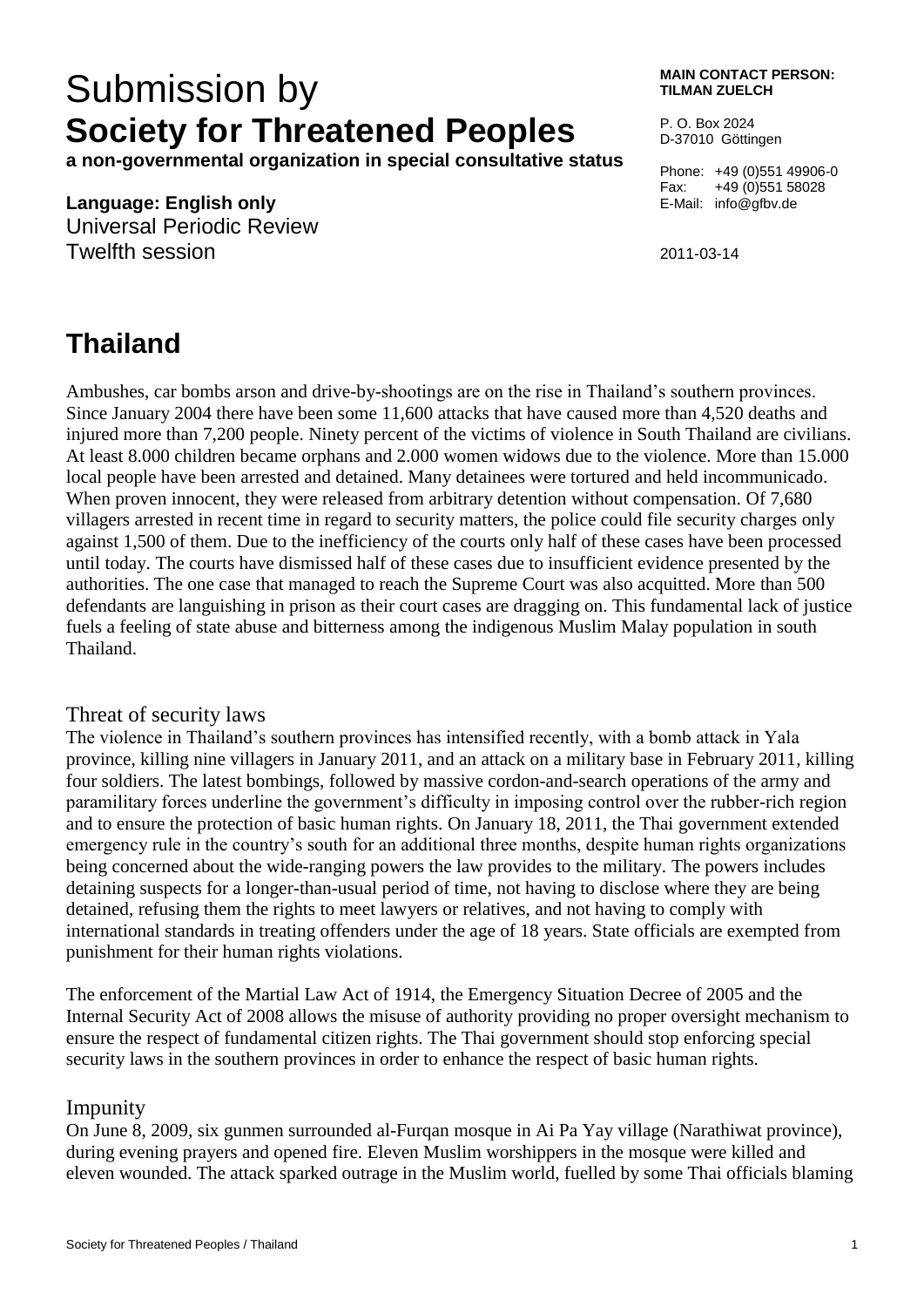# Submission by
# **Society for Threatened Peoples**

**a non-governmental organization in special consultative status**

**Language: English only**
Universal Periodic Review
Twelfth session

**MAIN CONTACT PERSON: TILMAN ZUELCH**

P. O. Box 2024
D-37010 Göttingen

Phone: +49 (0)551 49906-0
Fax: +49 (0)551 58028
E-Mail: info@gfbv.de

2011-03-14

# Thailand

Ambushes, car bombs arson and drive-by-shootings are on the rise in Thailand's southern provinces. Since January 2004 there have been some 11,600 attacks that have caused more than 4,520 deaths and injured more than 7,200 people. Ninety percent of the victims of violence in South Thailand are civilians. At least 8.000 children became orphans and 2.000 women widows due to the violence. More than 15.000 local people have been arrested and detained. Many detainees were tortured and held incommunicado. When proven innocent, they were released from arbitrary detention without compensation. Of 7,680 villagers arrested in recent time in regard to security matters, the police could file security charges only against 1,500 of them. Due to the inefficiency of the courts only half of these cases have been processed until today. The courts have dismissed half of these cases due to insufficient evidence presented by the authorities. The one case that managed to reach the Supreme Court was also acquitted. More than 500 defendants are languishing in prison as their court cases are dragging on. This fundamental lack of justice fuels a feeling of state abuse and bitterness among the indigenous Muslim Malay population in south Thailand.

## Threat of security laws

The violence in Thailand's southern provinces has intensified recently, with a bomb attack in Yala province, killing nine villagers in January 2011, and an attack on a military base in February 2011, killing four soldiers. The latest bombings, followed by massive cordon-and-search operations of the army and paramilitary forces underline the government's difficulty in imposing control over the rubber-rich region and to ensure the protection of basic human rights. On January 18, 2011, the Thai government extended emergency rule in the country's south for an additional three months, despite human rights organizations being concerned about the wide-ranging powers the law provides to the military. The powers includes detaining suspects for a longer-than-usual period of time, not having to disclose where they are being detained, refusing them the rights to meet lawyers or relatives, and not having to comply with international standards in treating offenders under the age of 18 years. State officials are exempted from punishment for their human rights violations.

The enforcement of the Martial Law Act of 1914, the Emergency Situation Decree of 2005 and the Internal Security Act of 2008 allows the misuse of authority providing no proper oversight mechanism to ensure the respect of fundamental citizen rights. The Thai government should stop enforcing special security laws in the southern provinces in order to enhance the respect of basic human rights.

## Impunity

On June 8, 2009, six gunmen surrounded al-Furqan mosque in Ai Pa Yay village (Narathiwat province), during evening prayers and opened fire. Eleven Muslim worshippers in the mosque were killed and eleven wounded. The attack sparked outrage in the Muslim world, fuelled by some Thai officials blaming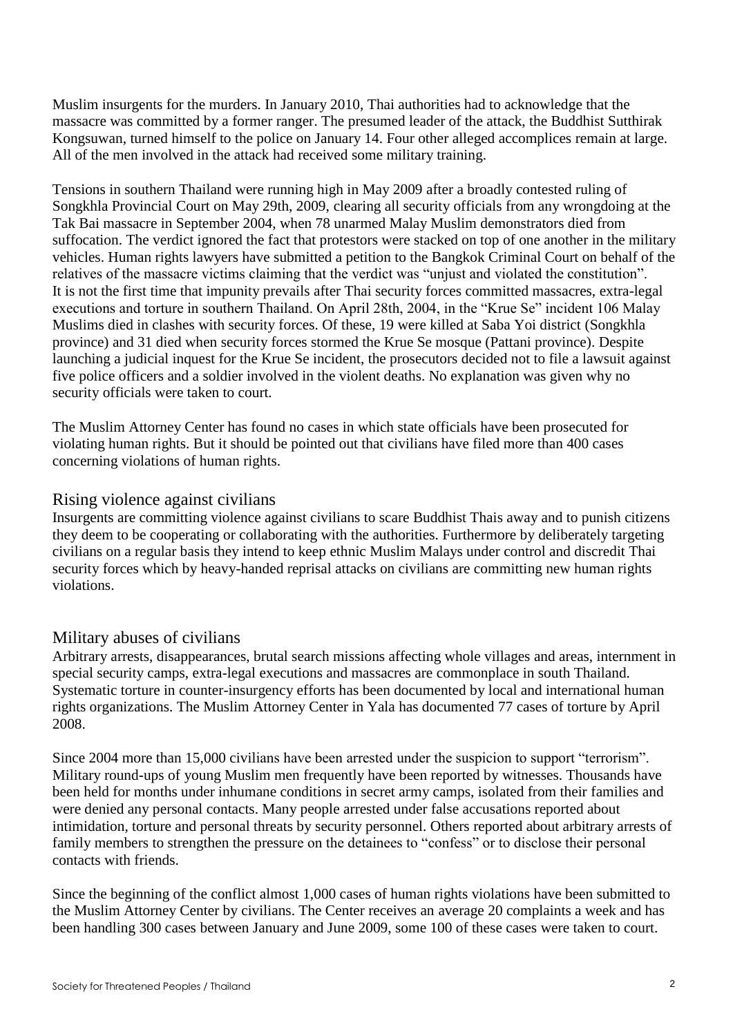Muslim insurgents for the murders. In January 2010, Thai authorities had to acknowledge that the massacre was committed by a former ranger. The presumed leader of the attack, the Buddhist Sutthirak Kongsuwan, turned himself to the police on January 14. Four other alleged accomplices remain at large. All of the men involved in the attack had received some military training.

Tensions in southern Thailand were running high in May 2009 after a broadly contested ruling of Songkhla Provincial Court on May 29th, 2009, clearing all security officials from any wrongdoing at the Tak Bai massacre in September 2004, when 78 unarmed Malay Muslim demonstrators died from suffocation. The verdict ignored the fact that protestors were stacked on top of one another in the military vehicles. Human rights lawyers have submitted a petition to the Bangkok Criminal Court on behalf of the relatives of the massacre victims claiming that the verdict was "unjust and violated the constitution". It is not the first time that impunity prevails after Thai security forces committed massacres, extra-legal executions and torture in southern Thailand. On April 28th, 2004, in the "Krue Se" incident 106 Malay Muslims died in clashes with security forces. Of these, 19 were killed at Saba Yoi district (Songkhla province) and 31 died when security forces stormed the Krue Se mosque (Pattani province). Despite launching a judicial inquest for the Krue Se incident, the prosecutors decided not to file a lawsuit against five police officers and a soldier involved in the violent deaths. No explanation was given why no security officials were taken to court.

The Muslim Attorney Center has found no cases in which state officials have been prosecuted for violating human rights. But it should be pointed out that civilians have filed more than 400 cases concerning violations of human rights.

## Rising violence against civilians

Insurgents are committing violence against civilians to scare Buddhist Thais away and to punish citizens they deem to be cooperating or collaborating with the authorities. Furthermore by deliberately targeting civilians on a regular basis they intend to keep ethnic Muslim Malays under control and discredit Thai security forces which by heavy-handed reprisal attacks on civilians are committing new human rights violations.

## Military abuses of civilians

Arbitrary arrests, disappearances, brutal search missions affecting whole villages and areas, internment in special security camps, extra-legal executions and massacres are commonplace in south Thailand. Systematic torture in counter-insurgency efforts has been documented by local and international human rights organizations. The Muslim Attorney Center in Yala has documented 77 cases of torture by April 2008.

Since 2004 more than 15,000 civilians have been arrested under the suspicion to support "terrorism". Military round-ups of young Muslim men frequently have been reported by witnesses. Thousands have been held for months under inhumane conditions in secret army camps, isolated from their families and were denied any personal contacts. Many people arrested under false accusations reported about intimidation, torture and personal threats by security personnel. Others reported about arbitrary arrests of family members to strengthen the pressure on the detainees to "confess" or to disclose their personal contacts with friends.

Since the beginning of the conflict almost 1,000 cases of human rights violations have been submitted to the Muslim Attorney Center by civilians. The Center receives an average 20 complaints a week and has been handling 300 cases between January and June 2009, some 100 of these cases were taken to court.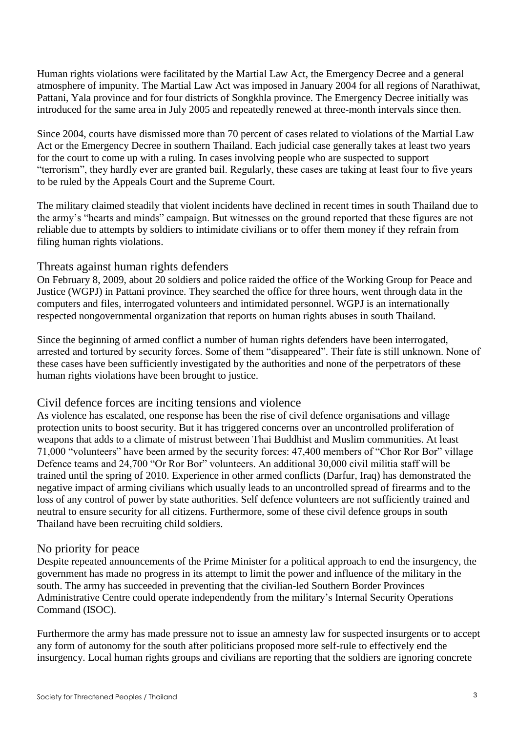Human rights violations were facilitated by the Martial Law Act, the Emergency Decree and a general atmosphere of impunity. The Martial Law Act was imposed in January 2004 for all regions of Narathiwat, Pattani, Yala province and for four districts of Songkhla province. The Emergency Decree initially was introduced for the same area in July 2005 and repeatedly renewed at three-month intervals since then.

Since 2004, courts have dismissed more than 70 percent of cases related to violations of the Martial Law Act or the Emergency Decree in southern Thailand. Each judicial case generally takes at least two years for the court to come up with a ruling. In cases involving people who are suspected to support "terrorism", they hardly ever are granted bail. Regularly, these cases are taking at least four to five years to be ruled by the Appeals Court and the Supreme Court.

The military claimed steadily that violent incidents have declined in recent times in south Thailand due to the army's "hearts and minds" campaign. But witnesses on the ground reported that these figures are not reliable due to attempts by soldiers to intimidate civilians or to offer them money if they refrain from filing human rights violations.

## Threats against human rights defenders

On February 8, 2009, about 20 soldiers and police raided the office of the Working Group for Peace and Justice (WGPJ) in Pattani province. They searched the office for three hours, went through data in the computers and files, interrogated volunteers and intimidated personnel. WGPJ is an internationally respected nongovernmental organization that reports on human rights abuses in south Thailand.

Since the beginning of armed conflict a number of human rights defenders have been interrogated, arrested and tortured by security forces. Some of them "disappeared". Their fate is still unknown. None of these cases have been sufficiently investigated by the authorities and none of the perpetrators of these human rights violations have been brought to justice.

## Civil defence forces are inciting tensions and violence

As violence has escalated, one response has been the rise of civil defence organisations and village protection units to boost security. But it has triggered concerns over an uncontrolled proliferation of weapons that adds to a climate of mistrust between Thai Buddhist and Muslim communities. At least 71,000 "volunteers" have been armed by the security forces: 47,400 members of "Chor Ror Bor" village Defence teams and 24,700 "Or Ror Bor" volunteers. An additional 30,000 civil militia staff will be trained until the spring of 2010. Experience in other armed conflicts (Darfur, Iraq) has demonstrated the negative impact of arming civilians which usually leads to an uncontrolled spread of firearms and to the loss of any control of power by state authorities. Self defence volunteers are not sufficiently trained and neutral to ensure security for all citizens. Furthermore, some of these civil defence groups in south Thailand have been recruiting child soldiers.

## No priority for peace

Despite repeated announcements of the Prime Minister for a political approach to end the insurgency, the government has made no progress in its attempt to limit the power and influence of the military in the south. The army has succeeded in preventing that the civilian-led Southern Border Provinces Administrative Centre could operate independently from the military's Internal Security Operations Command (ISOC).

Furthermore the army has made pressure not to issue an amnesty law for suspected insurgents or to accept any form of autonomy for the south after politicians proposed more self-rule to effectively end the insurgency. Local human rights groups and civilians are reporting that the soldiers are ignoring concrete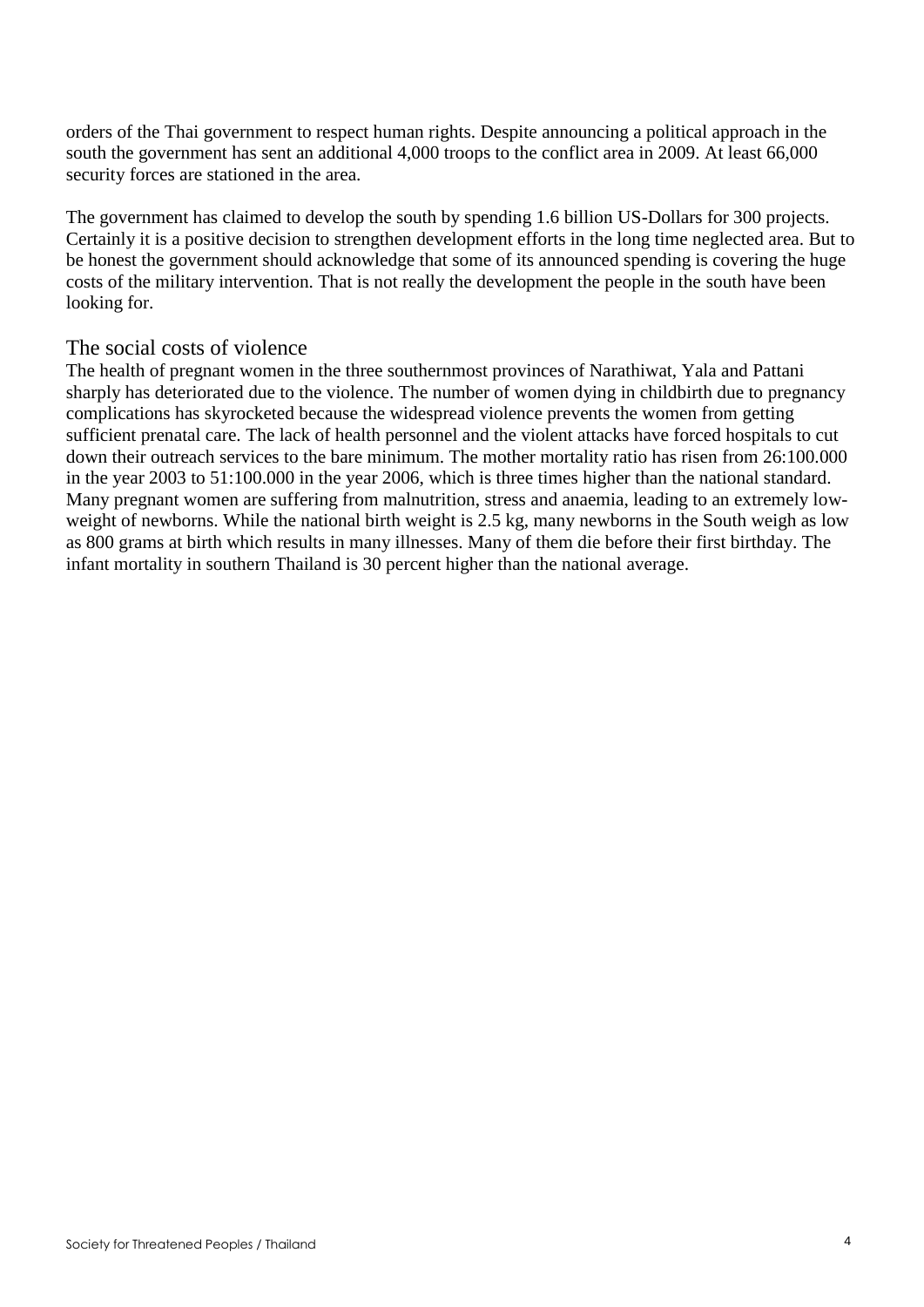orders of the Thai government to respect human rights. Despite announcing a political approach in the south the government has sent an additional 4,000 troops to the conflict area in 2009. At least 66,000 security forces are stationed in the area.

The government has claimed to develop the south by spending 1.6 billion US-Dollars for 300 projects. Certainly it is a positive decision to strengthen development efforts in the long time neglected area. But to be honest the government should acknowledge that some of its announced spending is covering the huge costs of the military intervention. That is not really the development the people in the south have been looking for.

## The social costs of violence

The health of pregnant women in the three southernmost provinces of Narathiwat, Yala and Pattani sharply has deteriorated due to the violence. The number of women dying in childbirth due to pregnancy complications has skyrocketed because the widespread violence prevents the women from getting sufficient prenatal care. The lack of health personnel and the violent attacks have forced hospitals to cut down their outreach services to the bare minimum. The mother mortality ratio has risen from 26:100.000 in the year 2003 to 51:100.000 in the year 2006, which is three times higher than the national standard. Many pregnant women are suffering from malnutrition, stress and anaemia, leading to an extremely low-weight of newborns. While the national birth weight is 2.5 kg, many newborns in the South weigh as low as 800 grams at birth which results in many illnesses. Many of them die before their first birthday. The infant mortality in southern Thailand is 30 percent higher than the national average.